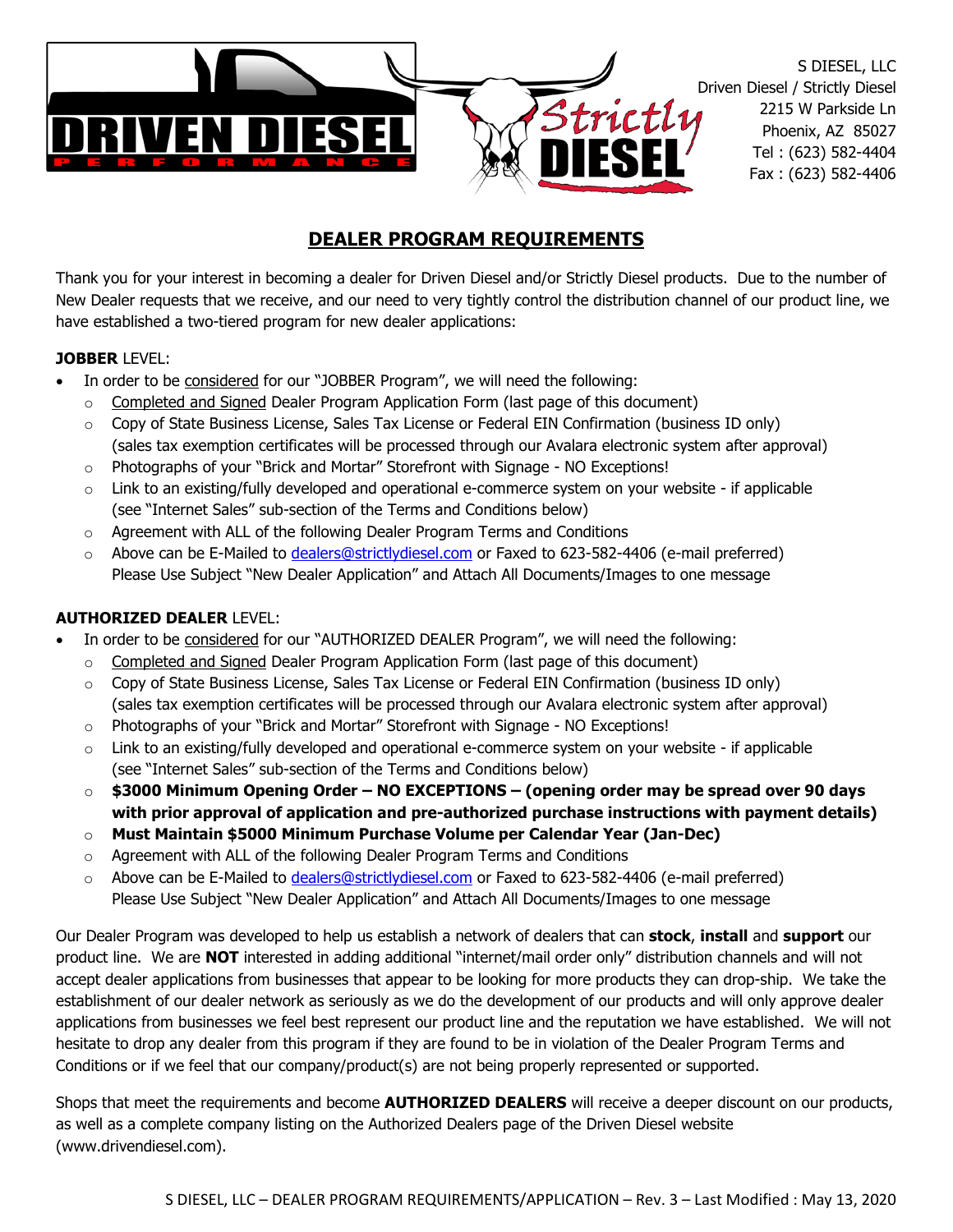S DIESEL, LLC
Driven Diesel / Strictly Diesel
2215 W Parkside Ln
Phoenix, AZ 85027
Tel : (623) 582-4404
Fax : (623) 582-4406

# DEALER PROGRAM REQUIREMENTS

Thank you for your interest in becoming a dealer for Driven Diesel and/or Strictly Diesel products. Due to the number of New Dealer requests that we receive, and our need to very tightly control the distribution channel of our product line, we have established a two-tiered program for new dealer applications:

**JOBBER** LEVEL:

- In order to be considered for our "JOBBER Program", we will need the following:
  - Completed and Signed Dealer Program Application Form (last page of this document)
  - Copy of State Business License, Sales Tax License or Federal EIN Confirmation (business ID only) (sales tax exemption certificates will be processed through our Avalara electronic system after approval)
  - Photographs of your "Brick and Mortar" Storefront with Signage - NO Exceptions!
  - Link to an existing/fully developed and operational e-commerce system on your website - if applicable (see "Internet Sales" sub-section of the Terms and Conditions below)
  - Agreement with ALL of the following Dealer Program Terms and Conditions
  - Above can be E-Mailed to dealers@strictlydiesel.com or Faxed to 623-582-4406 (e-mail preferred) Please Use Subject "New Dealer Application" and Attach All Documents/Images to one message

**AUTHORIZED DEALER** LEVEL:

- In order to be considered for our "AUTHORIZED DEALER Program", we will need the following:
  - Completed and Signed Dealer Program Application Form (last page of this document)
  - Copy of State Business License, Sales Tax License or Federal EIN Confirmation (business ID only) (sales tax exemption certificates will be processed through our Avalara electronic system after approval)
  - Photographs of your "Brick and Mortar" Storefront with Signage - NO Exceptions!
  - Link to an existing/fully developed and operational e-commerce system on your website - if applicable (see "Internet Sales" sub-section of the Terms and Conditions below)
  - **$3000 Minimum Opening Order – NO EXCEPTIONS – (opening order may be spread over 90 days with prior approval of application and pre-authorized purchase instructions with payment details)**
  - **Must Maintain $5000 Minimum Purchase Volume per Calendar Year (Jan-Dec)**
  - Agreement with ALL of the following Dealer Program Terms and Conditions
  - Above can be E-Mailed to dealers@strictlydiesel.com or Faxed to 623-582-4406 (e-mail preferred) Please Use Subject "New Dealer Application" and Attach All Documents/Images to one message

Our Dealer Program was developed to help us establish a network of dealers that can **stock**, **install** and **support** our product line. We are **NOT** interested in adding additional "internet/mail order only" distribution channels and will not accept dealer applications from businesses that appear to be looking for more products they can drop-ship. We take the establishment of our dealer network as seriously as we do the development of our products and will only approve dealer applications from businesses we feel best represent our product line and the reputation we have established. We will not hesitate to drop any dealer from this program if they are found to be in violation of the Dealer Program Terms and Conditions or if we feel that our company/product(s) are not being properly represented or supported.

Shops that meet the requirements and become **AUTHORIZED DEALERS** will receive a deeper discount on our products, as well as a complete company listing on the Authorized Dealers page of the Driven Diesel website (www.drivendiesel.com).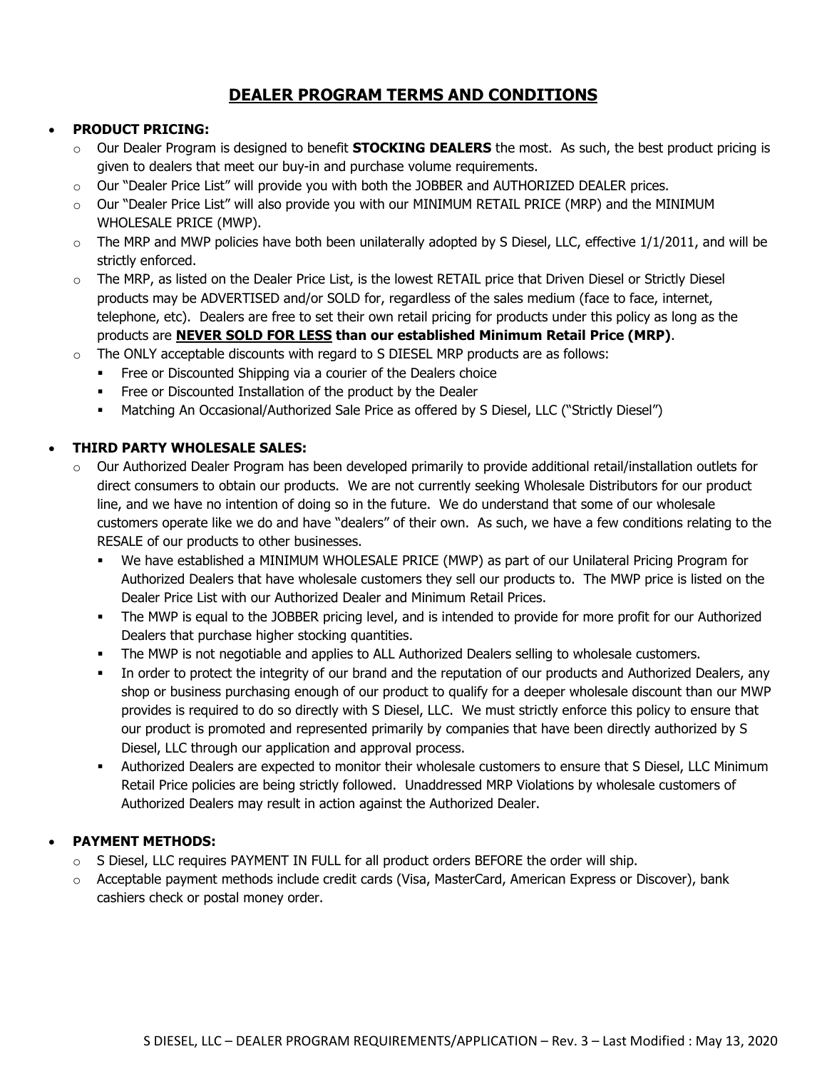## DEALER PROGRAM TERMS AND CONDITIONS

- **PRODUCT PRICING:**
  - Our Dealer Program is designed to benefit **STOCKING DEALERS** the most. As such, the best product pricing is given to dealers that meet our buy-in and purchase volume requirements.
  - Our "Dealer Price List" will provide you with both the JOBBER and AUTHORIZED DEALER prices.
  - Our "Dealer Price List" will also provide you with our MINIMUM RETAIL PRICE (MRP) and the MINIMUM WHOLESALE PRICE (MWP).
  - The MRP and MWP policies have both been unilaterally adopted by S Diesel, LLC, effective 1/1/2011, and will be strictly enforced.
  - The MRP, as listed on the Dealer Price List, is the lowest RETAIL price that Driven Diesel or Strictly Diesel products may be ADVERTISED and/or SOLD for, regardless of the sales medium (face to face, internet, telephone, etc). Dealers are free to set their own retail pricing for products under this policy as long as the products are **<u>NEVER SOLD FOR LESS</u> than our established Minimum Retail Price (MRP)**.
  - The ONLY acceptable discounts with regard to S DIESEL MRP products are as follows:
    - Free or Discounted Shipping via a courier of the Dealers choice
    - Free or Discounted Installation of the product by the Dealer
    - Matching An Occasional/Authorized Sale Price as offered by S Diesel, LLC ("Strictly Diesel")

- **THIRD PARTY WHOLESALE SALES:**
  - Our Authorized Dealer Program has been developed primarily to provide additional retail/installation outlets for direct consumers to obtain our products. We are not currently seeking Wholesale Distributors for our product line, and we have no intention of doing so in the future. We do understand that some of our wholesale customers operate like we do and have "dealers" of their own. As such, we have a few conditions relating to the RESALE of our products to other businesses.
    - We have established a MINIMUM WHOLESALE PRICE (MWP) as part of our Unilateral Pricing Program for Authorized Dealers that have wholesale customers they sell our products to. The MWP price is listed on the Dealer Price List with our Authorized Dealer and Minimum Retail Prices.
    - The MWP is equal to the JOBBER pricing level, and is intended to provide for more profit for our Authorized Dealers that purchase higher stocking quantities.
    - The MWP is not negotiable and applies to ALL Authorized Dealers selling to wholesale customers.
    - In order to protect the integrity of our brand and the reputation of our products and Authorized Dealers, any shop or business purchasing enough of our product to qualify for a deeper wholesale discount than our MWP provides is required to do so directly with S Diesel, LLC. We must strictly enforce this policy to ensure that our product is promoted and represented primarily by companies that have been directly authorized by S Diesel, LLC through our application and approval process.
    - Authorized Dealers are expected to monitor their wholesale customers to ensure that S Diesel, LLC Minimum Retail Price policies are being strictly followed. Unaddressed MRP Violations by wholesale customers of Authorized Dealers may result in action against the Authorized Dealer.

- **PAYMENT METHODS:**
  - S Diesel, LLC requires PAYMENT IN FULL for all product orders BEFORE the order will ship.
  - Acceptable payment methods include credit cards (Visa, MasterCard, American Express or Discover), bank cashiers check or postal money order.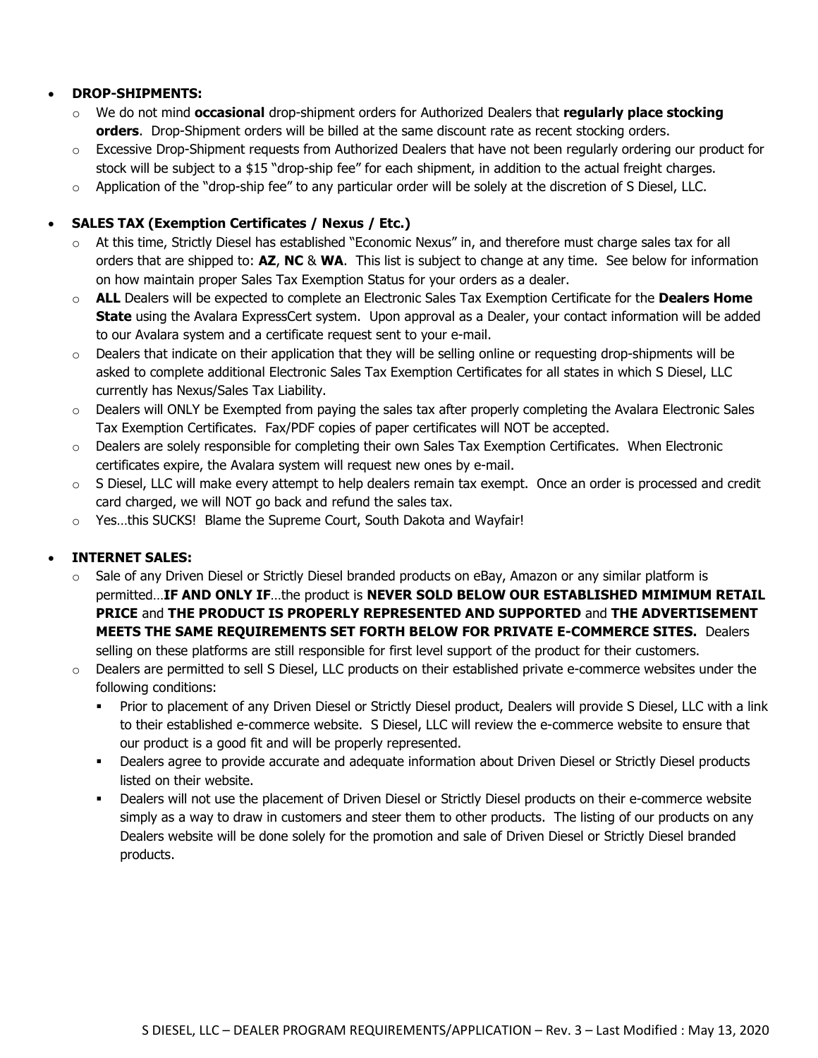- **DROP-SHIPMENTS:**
  - We do not mind **occasional** drop-shipment orders for Authorized Dealers that **regularly place stocking orders**. Drop-Shipment orders will be billed at the same discount rate as recent stocking orders.
  - Excessive Drop-Shipment requests from Authorized Dealers that have not been regularly ordering our product for stock will be subject to a $15 "drop-ship fee" for each shipment, in addition to the actual freight charges.
  - Application of the "drop-ship fee" to any particular order will be solely at the discretion of S Diesel, LLC.

- **SALES TAX (Exemption Certificates / Nexus / Etc.)**
  - At this time, Strictly Diesel has established "Economic Nexus" in, and therefore must charge sales tax for all orders that are shipped to: **AZ**, **NC** & **WA**. This list is subject to change at any time. See below for information on how maintain proper Sales Tax Exemption Status for your orders as a dealer.
  - **ALL** Dealers will be expected to complete an Electronic Sales Tax Exemption Certificate for the **Dealers Home State** using the Avalara ExpressCert system. Upon approval as a Dealer, your contact information will be added to our Avalara system and a certificate request sent to your e-mail.
  - Dealers that indicate on their application that they will be selling online or requesting drop-shipments will be asked to complete additional Electronic Sales Tax Exemption Certificates for all states in which S Diesel, LLC currently has Nexus/Sales Tax Liability.
  - Dealers will ONLY be Exempted from paying the sales tax after properly completing the Avalara Electronic Sales Tax Exemption Certificates. Fax/PDF copies of paper certificates will NOT be accepted.
  - Dealers are solely responsible for completing their own Sales Tax Exemption Certificates. When Electronic certificates expire, the Avalara system will request new ones by e-mail.
  - S Diesel, LLC will make every attempt to help dealers remain tax exempt. Once an order is processed and credit card charged, we will NOT go back and refund the sales tax.
  - Yes…this SUCKS! Blame the Supreme Court, South Dakota and Wayfair!

- **INTERNET SALES:**
  - Sale of any Driven Diesel or Strictly Diesel branded products on eBay, Amazon or any similar platform is permitted…**IF AND ONLY IF**…the product is **NEVER SOLD BELOW OUR ESTABLISHED MIMIMUM RETAIL PRICE** and **THE PRODUCT IS PROPERLY REPRESENTED AND SUPPORTED** and **THE ADVERTISEMENT MEETS THE SAME REQUIREMENTS SET FORTH BELOW FOR PRIVATE E-COMMERCE SITES.** Dealers selling on these platforms are still responsible for first level support of the product for their customers.
  - Dealers are permitted to sell S Diesel, LLC products on their established private e-commerce websites under the following conditions:
    - Prior to placement of any Driven Diesel or Strictly Diesel product, Dealers will provide S Diesel, LLC with a link to their established e-commerce website. S Diesel, LLC will review the e-commerce website to ensure that our product is a good fit and will be properly represented.
    - Dealers agree to provide accurate and adequate information about Driven Diesel or Strictly Diesel products listed on their website.
    - Dealers will not use the placement of Driven Diesel or Strictly Diesel products on their e-commerce website simply as a way to draw in customers and steer them to other products. The listing of our products on any Dealers website will be done solely for the promotion and sale of Driven Diesel or Strictly Diesel branded products.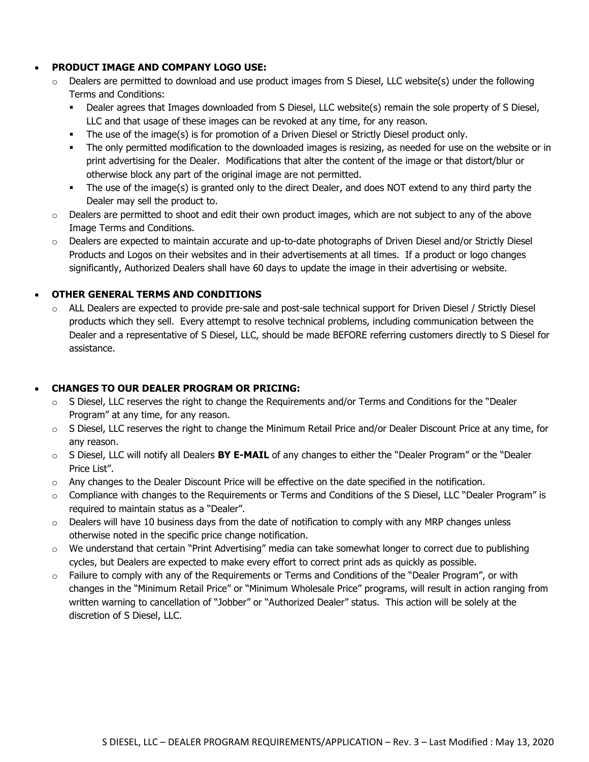- **PRODUCT IMAGE AND COMPANY LOGO USE:**
  - Dealers are permitted to download and use product images from S Diesel, LLC website(s) under the following Terms and Conditions:
    - Dealer agrees that Images downloaded from S Diesel, LLC website(s) remain the sole property of S Diesel, LLC and that usage of these images can be revoked at any time, for any reason.
    - The use of the image(s) is for promotion of a Driven Diesel or Strictly Diesel product only.
    - The only permitted modification to the downloaded images is resizing, as needed for use on the website or in print advertising for the Dealer. Modifications that alter the content of the image or that distort/blur or otherwise block any part of the original image are not permitted.
    - The use of the image(s) is granted only to the direct Dealer, and does NOT extend to any third party the Dealer may sell the product to.
  - Dealers are permitted to shoot and edit their own product images, which are not subject to any of the above Image Terms and Conditions.
  - Dealers are expected to maintain accurate and up-to-date photographs of Driven Diesel and/or Strictly Diesel Products and Logos on their websites and in their advertisements at all times. If a product or logo changes significantly, Authorized Dealers shall have 60 days to update the image in their advertising or website.

- **OTHER GENERAL TERMS AND CONDITIONS**
  - ALL Dealers are expected to provide pre-sale and post-sale technical support for Driven Diesel / Strictly Diesel products which they sell. Every attempt to resolve technical problems, including communication between the Dealer and a representative of S Diesel, LLC, should be made BEFORE referring customers directly to S Diesel for assistance.

- **CHANGES TO OUR DEALER PROGRAM OR PRICING:**
  - S Diesel, LLC reserves the right to change the Requirements and/or Terms and Conditions for the "Dealer Program" at any time, for any reason.
  - S Diesel, LLC reserves the right to change the Minimum Retail Price and/or Dealer Discount Price at any time, for any reason.
  - S Diesel, LLC will notify all Dealers **BY E-MAIL** of any changes to either the "Dealer Program" or the "Dealer Price List".
  - Any changes to the Dealer Discount Price will be effective on the date specified in the notification.
  - Compliance with changes to the Requirements or Terms and Conditions of the S Diesel, LLC "Dealer Program" is required to maintain status as a "Dealer".
  - Dealers will have 10 business days from the date of notification to comply with any MRP changes unless otherwise noted in the specific price change notification.
  - We understand that certain "Print Advertising" media can take somewhat longer to correct due to publishing cycles, but Dealers are expected to make every effort to correct print ads as quickly as possible.
  - Failure to comply with any of the Requirements or Terms and Conditions of the "Dealer Program", or with changes in the "Minimum Retail Price" or "Minimum Wholesale Price" programs, will result in action ranging from written warning to cancellation of "Jobber" or "Authorized Dealer" status. This action will be solely at the discretion of S Diesel, LLC.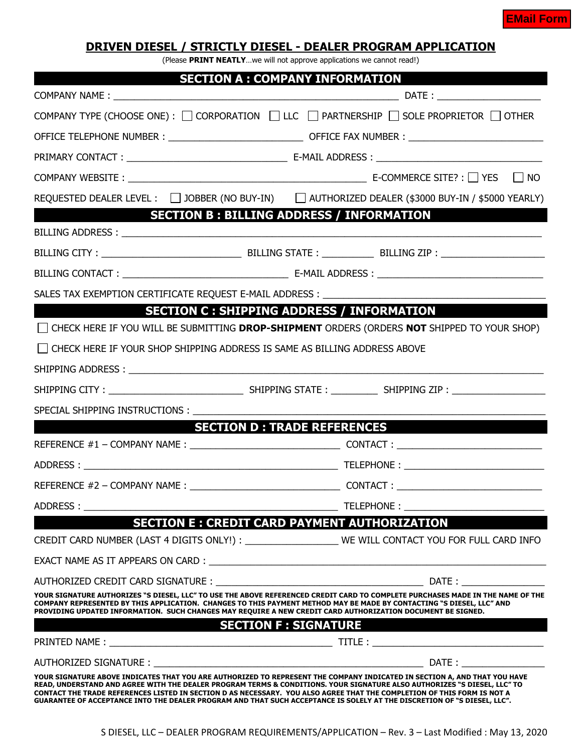EMail Form

# DRIVEN DIESEL / STRICTLY DIESEL - DEALER PROGRAM APPLICATION

(Please **PRINT NEATLY**…we will not approve applications we cannot read!)

## SECTION A : COMPANY INFORMATION

COMPANY NAME : ______________________________ DATE : ______________

COMPANY TYPE (CHOOSE ONE) : ☐ CORPORATION ☐ LLC ☐ PARTNERSHIP ☐ SOLE PROPRIETOR ☐ OTHER

OFFICE TELEPHONE NUMBER : ______________ OFFICE FAX NUMBER : ______________

PRIMARY CONTACT : ______________ E-MAIL ADDRESS : ______________

COMPANY WEBSITE : ______________________ E-COMMERCE SITE? : ☐ YES ☐ NO

REQUESTED DEALER LEVEL : ☐ JOBBER (NO BUY-IN) ☐ AUTHORIZED DEALER ($3000 BUY-IN / $5000 YEARLY)

## SECTION B : BILLING ADDRESS / INFORMATION

BILLING ADDRESS : ______________________________________

BILLING CITY : ______________ BILLING STATE : ________ BILLING ZIP : ______________

BILLING CONTACT : ______________ E-MAIL ADDRESS : ______________

SALES TAX EXEMPTION CERTIFICATE REQUEST E-MAIL ADDRESS : ______________________

## SECTION C : SHIPPING ADDRESS / INFORMATION

☐ CHECK HERE IF YOU WILL BE SUBMITTING **DROP-SHIPMENT** ORDERS (ORDERS **NOT** SHIPPED TO YOUR SHOP)

☐ CHECK HERE IF YOUR SHOP SHIPPING ADDRESS IS SAME AS BILLING ADDRESS ABOVE

SHIPPING ADDRESS : ______________________________________

SHIPPING CITY : ______________ SHIPPING STATE : ________ SHIPPING ZIP : ______________

SPECIAL SHIPPING INSTRUCTIONS : ______________________________________

## SECTION D : TRADE REFERENCES

REFERENCE #1 – COMPANY NAME : ______________ CONTACT : ______________

ADDRESS : ______________________ TELEPHONE : ______________

REFERENCE #2 – COMPANY NAME : ______________ CONTACT : ______________

ADDRESS : ______________________ TELEPHONE : ______________

## SECTION E : CREDIT CARD PAYMENT AUTHORIZATION

CREDIT CARD NUMBER (LAST 4 DIGITS ONLY!) : ____________ WE WILL CONTACT YOU FOR FULL CARD INFO

EXACT NAME AS IT APPEARS ON CARD : ______________________________________

AUTHORIZED CREDIT CARD SIGNATURE : ______________________ DATE : ____________

**YOUR SIGNATURE AUTHORIZES "S DIESEL, LLC" TO USE THE ABOVE REFERENCED CREDIT CARD TO COMPLETE PURCHASES MADE IN THE NAME OF THE COMPANY REPRESENTED BY THIS APPLICATION. CHANGES TO THIS PAYMENT METHOD MAY BE MADE BY CONTACTING "S DIESEL, LLC" AND PROVIDING UPDATED INFORMATION. SUCH CHANGES MAY REQUIRE A NEW CREDIT CARD AUTHORIZATION DOCUMENT BE SIGNED.**

## SECTION F : SIGNATURE

PRINTED NAME : ______________________ TITLE : ______________________

AUTHORIZED SIGNATURE : ______________________ DATE : ____________

**YOUR SIGNATURE ABOVE INDICATES THAT YOU ARE AUTHORIZED TO REPRESENT THE COMPANY INDICATED IN SECTION A, AND THAT YOU HAVE READ, UNDERSTAND AND AGREE WITH THE DEALER PROGRAM TERMS & CONDITIONS. YOUR SIGNATURE ALSO AUTHORIZES "S DIESEL, LLC" TO CONTACT THE TRADE REFERENCES LISTED IN SECTION D AS NECESSARY. YOU ALSO AGREE THAT THE COMPLETION OF THIS FORM IS NOT A GUARANTEE OF ACCEPTANCE INTO THE DEALER PROGRAM AND THAT SUCH ACCEPTANCE IS SOLELY AT THE DISCRETION OF "S DIESEL, LLC".**